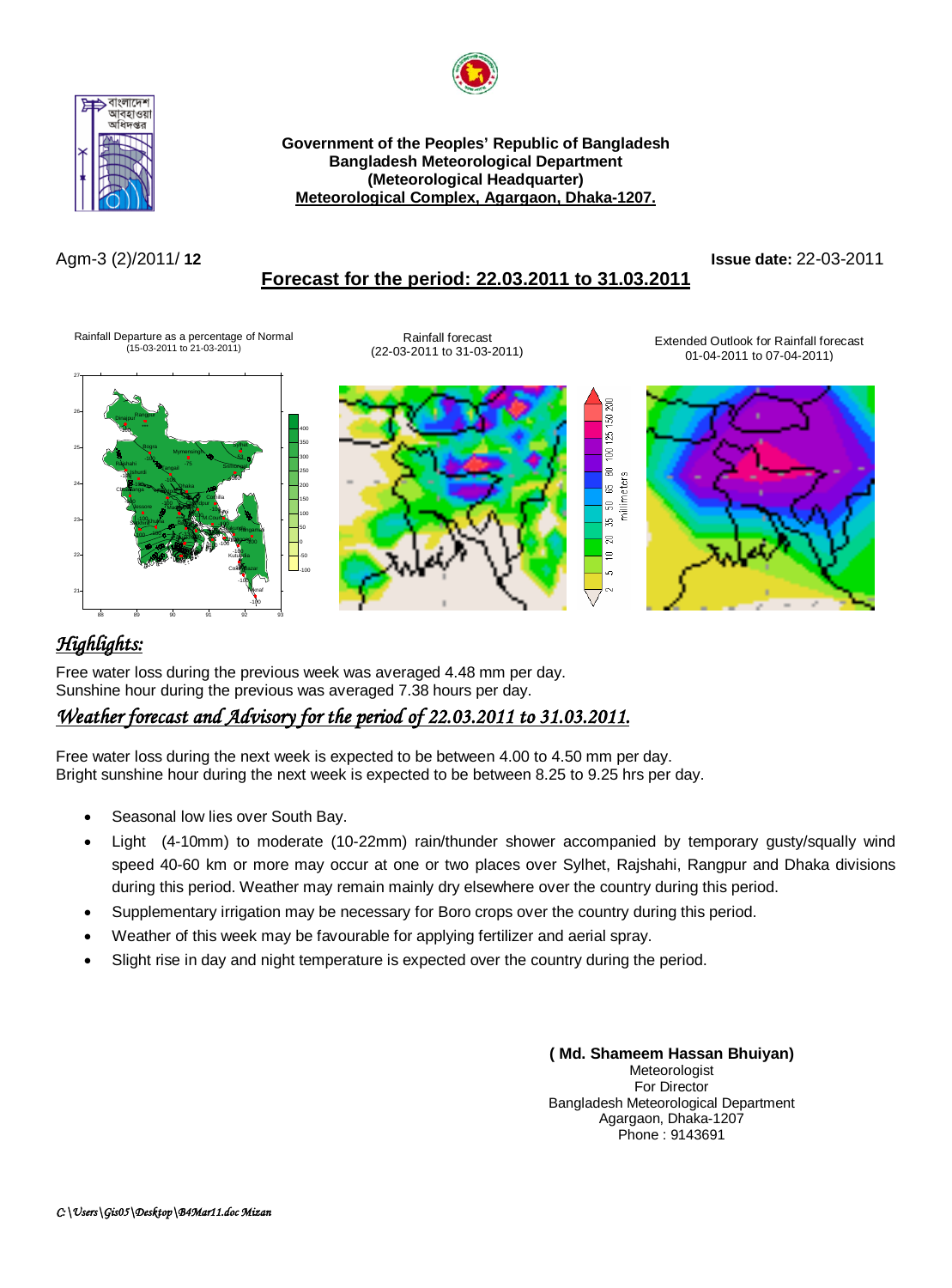Government of the Peoples' Republic of Bangladesh
**Bangladesh Meteorological Department**
**(Meteorological Headquarter)**
**Meteorological Complex, Agargaon, Dhaka-1207.**

Agm-3 (2)/2011/ **12**

**Issue date:** 22-03-2011

## Forecast for the period: 22.03.2011 to 31.03.2011

Rainfall Departure as a percentage of Normal (15-03-2011 to 21-03-2011)

Rainfall forecast (22-03-2011 to 31-03-2011)

Extended Outlook for Rainfall forecast 01-04-2011 to 07-04-2011)

## *Highlights:*

Free water loss during the previous week was averaged 4.48 mm per day.
Sunshine hour during the previous was averaged 7.38 hours per day.

## *Weather forecast and Advisory for the period of 22.03.2011 to 31.03.2011.*

Free water loss during the next week is expected to be between 4.00 to 4.50 mm per day.
Bright sunshine hour during the next week is expected to be between 8.25 to 9.25 hrs per day.

- Seasonal low lies over South Bay.
- Light (4-10mm) to moderate (10-22mm) rain/thunder shower accompanied by temporary gusty/squally wind speed 40-60 km or more may occur at one or two places over Sylhet, Rajshahi, Rangpur and Dhaka divisions during this period. Weather may remain mainly dry elsewhere over the country during this period.
- Supplementary irrigation may be necessary for Boro crops over the country during this period.
- Weather of this week may be favourable for applying fertilizer and aerial spray.
- Slight rise in day and night temperature is expected over the country during the period.

**( Md. Shameem Hassan Bhuiyan)**
Meteorologist
For Director
Bangladesh Meteorological Department
Agargaon, Dhaka-1207
Phone : 9143691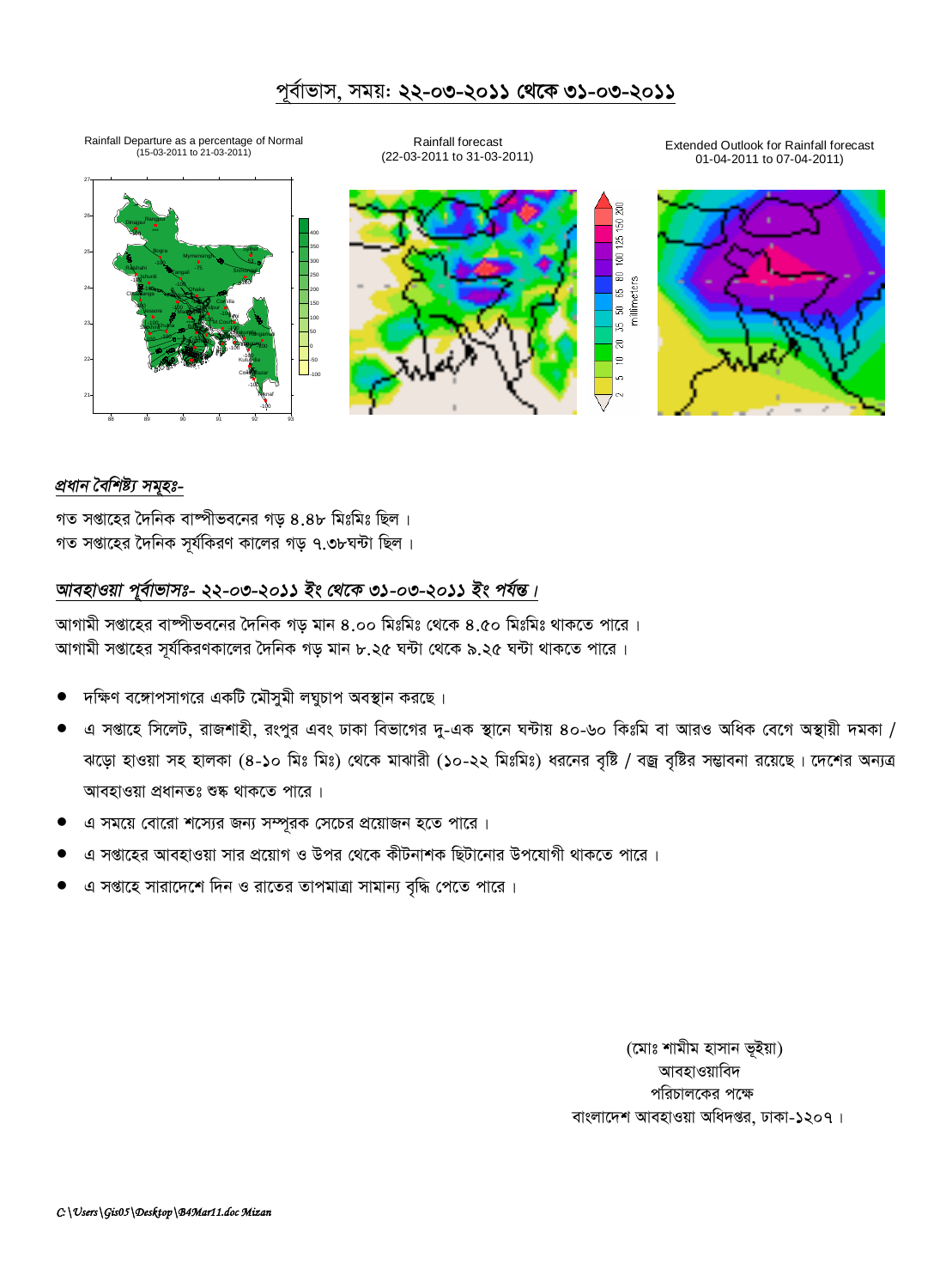# পূর্বাভাস, সময়ঃ ২২-০৩-২০১১ থেকে ৩১-০৩-২০১১

Rainfall Departure as a percentage of Normal (15-03-2011 to 21-03-2011)

Rainfall forecast (22-03-2011 to 31-03-2011)

Extended Outlook for Rainfall forecast 01-04-2011 to 07-04-2011)

## *প্রধান বৈশিষ্ট্য সমূহঃ-*

গত সপ্তাহের দৈনিক বাষ্পীভবনের গড় ৪.৪৮ মিঃমিঃ ছিল ।
গত সপ্তাহের দৈনিক সূর্যকিরণ কালের গড় ৭.৩৮ঘন্টা ছিল ।

## *আবহাওয়া পূর্বাভাসঃ- ২২-০৩-২০১১ ইং থেকে ৩১-০৩-২০১১ ইং পর্যন্ত।*

আগামী সপ্তাহের বাষ্পীভবনের দৈনিক গড় মান ৪.০০ মিঃমিঃ থেকে ৪.৫০ মিঃমিঃ থাকতে পারে ।
আগামী সপ্তাহের সূর্যকিরণকালের দৈনিক গড় মান ৮.২৫ ঘন্টা থেকে ৯.২৫ ঘন্টা থাকতে পারে ।

- দক্ষিণ বঙ্গোপসাগরে একটি মৌসুমী লঘুচাপ অবস্থান করছে ।
- এ সপ্তাহে সিলেট, রাজশাহী, রংপুর এবং ঢাকা বিভাগের দু-এক স্থানে ঘন্টায় ৪০-৬০ কিঃমি বা আরও অধিক বেগে অস্থায়ী দমকা / ঝড়ো হাওয়া সহ হালকা (৪-১০ মিঃ মিঃ) থেকে মাঝারী (১০-২২ মিঃমিঃ) ধরনের বৃষ্টি / বজ্র বৃষ্টির সম্ভাবনা রয়েছে । দেশের অন্যত্র আবহাওয়া প্রধানতঃ শুষ্ক থাকতে পারে ।
- এ সময়ে বোরো শস্যের জন্য সম্পূরক সেচের প্রয়োজন হতে পারে ।
- এ সপ্তাহের আবহাওয়া সার প্রয়োগ ও উপর থেকে কীটনাশক ছিটানোর উপযোগী থাকতে পারে ।
- এ সপ্তাহে সারাদেশে দিন ও রাতের তাপমাত্রা সামান্য বৃদ্ধি পেতে পারে ।

(মোঃ শামীম হাসান ভূইয়া)
আবহাওয়াবিদ
পরিচালকের পক্ষে
বাংলাদেশ আবহাওয়া অধিদপ্তর, ঢাকা-১২০৭ ।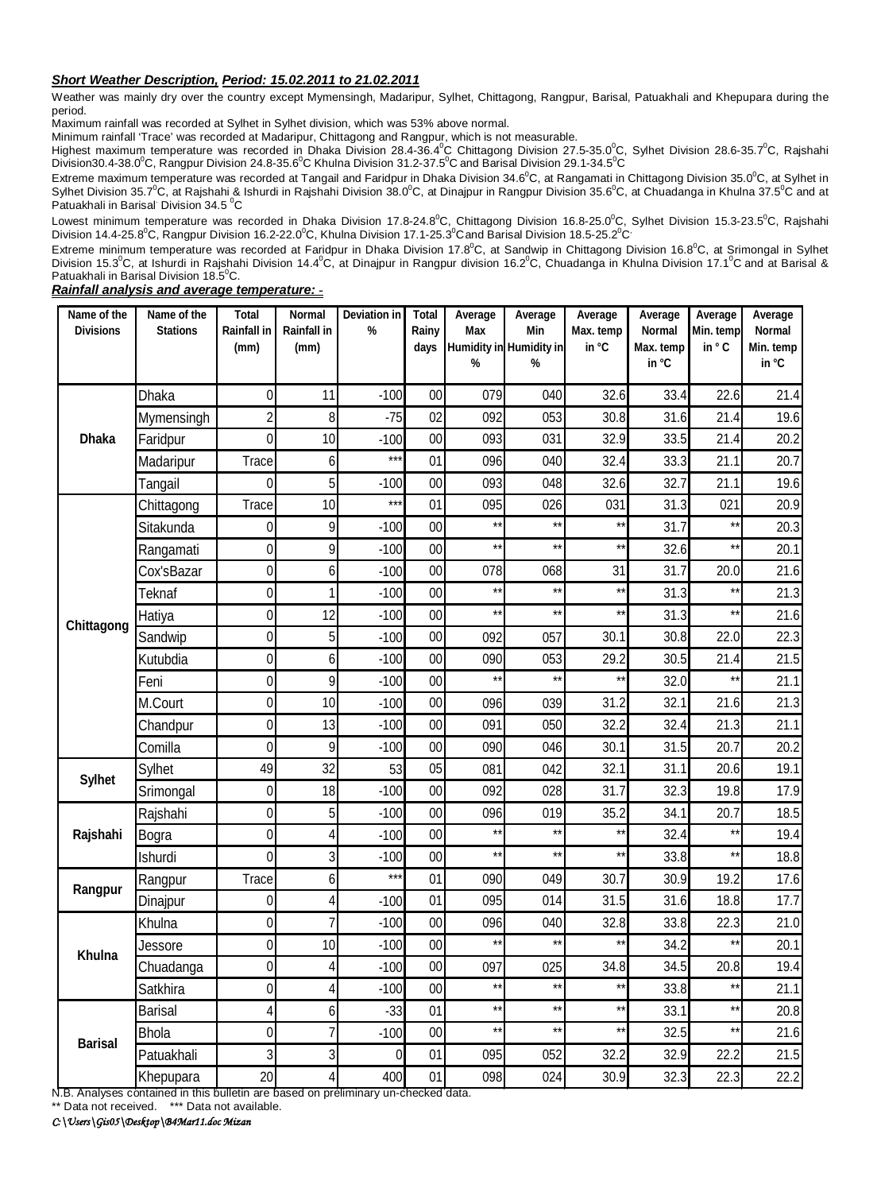***Short Weather Description, Period: 15.02.2011 to 21.02.2011***

Weather was mainly dry over the country except Mymensingh, Madaripur, Sylhet, Chittagong, Rangpur, Barisal, Patuakhali and Khepupara during the period.

Maximum rainfall was recorded at Sylhet in Sylhet division, which was 53% above normal.

Minimum rainfall 'Trace' was recorded at Madaripur, Chittagong and Rangpur, which is not measurable.

Highest maximum temperature was recorded in Dhaka Division 28.4-36.4$^{0}$C Chittagong Division 27.5-35.0$^{0}$C, Sylhet Division 28.6-35.7$^{0}$C, Rajshahi Division30.4-38.0$^{0}$C, Rangpur Division 24.8-35.6$^{0}$C Khulna Division 31.2-37.5$^{0}$C and Barisal Division 29.1-34.5$^{0}$C

Extreme maximum temperature was recorded at Tangail and Faridpur in Dhaka Division 34.6$^{0}$C, at Rangamati in Chittagong Division 35.0$^{0}$C, at Sylhet in Sylhet Division 35.7$^{0}$C, at Rajshahi & Ishurdi in Rajshahi Division 38.0$^{0}$C, at Dinajpur in Rangpur Division 35.6$^{0}$C, at Chuadanga in Khulna 37.5$^{0}$C and at Patuakhali in Barisal Division 34.5 $^{0}$C

Lowest minimum temperature was recorded in Dhaka Division 17.8-24.8$^{0}$C, Chittagong Division 16.8-25.0$^{0}$C, Sylhet Division 15.3-23.5$^{0}$C, Rajshahi Division 14.4-25.8$^{0}$C, Rangpur Division 16.2-22.0$^{0}$C, Khulna Division 17.1-25.3$^{0}$C and Barisal Division 18.5-25.2$^{0}$C.

Extreme minimum temperature was recorded at Faridpur in Dhaka Division 17.8$^{0}$C, at Sandwip in Chittagong Division 16.8$^{0}$C, at Srimongal in Sylhet Division 15.3$^{0}$C, at Ishurdi in Rajshahi Division 14.4$^{0}$C, at Dinajpur in Rangpur division 16.2$^{0}$C, Chuadanga in Khulna Division 17.1$^{0}$C and at Barisal & Patuakhali in Barisal Division 18.5$^{0}$C.

***Rainfall analysis and average temperature: -***

| Name of the Divisions | Name of the Stations | Total Rainfall in (mm) | Normal Rainfall in (mm) | Deviation in % | Total Rainy days | Average Max Humidity in % | Average Min Humidity in % | Average Max. temp in °C | Average Normal Max. temp in °C | Average Min. temp in ° C | Average Normal Min. temp in °C |
|---|---|---|---|---|---|---|---|---|---|---|---|
| Dhaka | Dhaka | 0 | 11 | -100 | 00 | 079 | 040 | 32.6 | 33.4 | 22.6 | 21.4 |
| | Mymensingh | 2 | 8 | -75 | 02 | 092 | 053 | 30.8 | 31.6 | 21.4 | 19.6 |
| | Faridpur | 0 | 10 | -100 | 00 | 093 | 031 | 32.9 | 33.5 | 21.4 | 20.2 |
| | Madaripur | Trace | 6 | *** | 01 | 096 | 040 | 32.4 | 33.3 | 21.1 | 20.7 |
| | Tangail | 0 | 5 | -100 | 00 | 093 | 048 | 32.6 | 32.7 | 21.1 | 19.6 |
| Chittagong | Chittagong | Trace | 10 | *** | 01 | 095 | 026 | 031 | 31.3 | 021 | 20.9 |
| | Sitakunda | 0 | 9 | -100 | 00 | ** | ** | ** | 31.7 | ** | 20.3 |
| | Rangamati | 0 | 9 | -100 | 00 | ** | ** | ** | 32.6 | ** | 20.1 |
| | Cox'sBazar | 0 | 6 | -100 | 00 | 078 | 068 | 31 | 31.7 | 20.0 | 21.6 |
| | Teknaf | 0 | 1 | -100 | 00 | ** | ** | ** | 31.3 | ** | 21.3 |
| | Hatiya | 0 | 12 | -100 | 00 | ** | ** | ** | 31.3 | ** | 21.6 |
| | Sandwip | 0 | 5 | -100 | 00 | 092 | 057 | 30.1 | 30.8 | 22.0 | 22.3 |
| | Kutubdia | 0 | 6 | -100 | 00 | 090 | 053 | 29.2 | 30.5 | 21.4 | 21.5 |
| | Feni | 0 | 9 | -100 | 00 | ** | ** | ** | 32.0 | ** | 21.1 |
| | M.Court | 0 | 10 | -100 | 00 | 096 | 039 | 31.2 | 32.1 | 21.6 | 21.3 |
| | Chandpur | 0 | 13 | -100 | 00 | 091 | 050 | 32.2 | 32.4 | 21.3 | 21.1 |
| | Comilla | 0 | 9 | -100 | 00 | 090 | 046 | 30.1 | 31.5 | 20.7 | 20.2 |
| Sylhet | Sylhet | 49 | 32 | 53 | 05 | 081 | 042 | 32.1 | 31.1 | 20.6 | 19.1 |
| | Srimongal | 0 | 18 | -100 | 00 | 092 | 028 | 31.7 | 32.3 | 19.8 | 17.9 |
| Rajshahi | Rajshahi | 0 | 5 | -100 | 00 | 096 | 019 | 35.2 | 34.1 | 20.7 | 18.5 |
| | Bogra | 0 | 4 | -100 | 00 | ** | ** | ** | 32.4 | ** | 19.4 |
| | Ishurdi | 0 | 3 | -100 | 00 | ** | ** | ** | 33.8 | ** | 18.8 |
| Rangpur | Rangpur | Trace | 6 | *** | 01 | 090 | 049 | 30.7 | 30.9 | 19.2 | 17.6 |
| | Dinajpur | 0 | 4 | -100 | 01 | 095 | 014 | 31.5 | 31.6 | 18.8 | 17.7 |
| Khulna | Khulna | 0 | 7 | -100 | 00 | 096 | 040 | 32.8 | 33.8 | 22.3 | 21.0 |
| | Jessore | 0 | 10 | -100 | 00 | ** | ** | ** | 34.2 | ** | 20.1 |
| | Chuadanga | 0 | 4 | -100 | 00 | 097 | 025 | 34.8 | 34.5 | 20.8 | 19.4 |
| | Satkhira | 0 | 4 | -100 | 00 | ** | ** | ** | 33.8 | ** | 21.1 |
| Barisal | Barisal | 4 | 6 | -33 | 01 | ** | ** | ** | 33.1 | ** | 20.8 |
| | Bhola | 0 | 7 | -100 | 00 | ** | ** | ** | 32.5 | ** | 21.6 |
| | Patuakhali | 3 | 3 | 0 | 01 | 095 | 052 | 32.2 | 32.9 | 22.2 | 21.5 |
| | Khepupara | 20 | 4 | 400 | 01 | 098 | 024 | 30.9 | 32.3 | 22.3 | 22.2 |

N.B. Analyses contained in this bulletin are based on preliminary un-checked data.

** Data not received. *** Data not available.

*C:\Users\Gis05\Desktop\B4Mar11.doc Mizan*